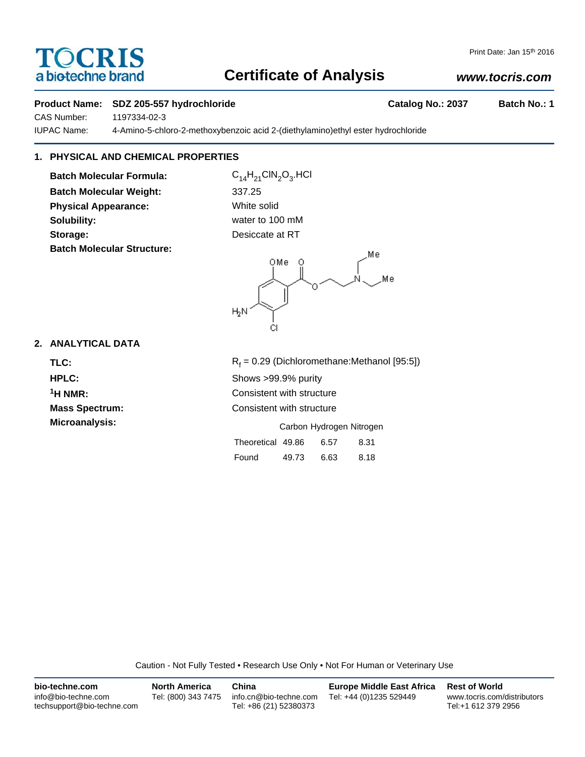TOCRIS
a biotechne brand

Print Date: Jan 15th 2016

# Certificate of Analysis

www.tocris.com

**Product Name: SDZ 205-557 hydrochloride** **Catalog No.: 2037** **Batch No.: 1**

CAS Number: 1197334-02-3

IUPAC Name: 4-Amino-5-chloro-2-methoxybenzoic acid 2-(diethylamino)ethyl ester hydrochloride

## 1. PHYSICAL AND CHEMICAL PROPERTIES

**Batch Molecular Formula:** $C_{14}H_{21}ClN_2O_3.HCl$

**Batch Molecular Weight:** 337.25

**Physical Appearance:** White solid

**Solubility:** water to 100 mM

**Storage:** Desiccate at RT

**Batch Molecular Structure:**

## 2. ANALYTICAL DATA

**TLC:** $R_f$ = 0.29 (Dichloromethane:Methanol [95:5])

**HPLC:** Shows >99.9% purity

**$^1$H NMR:** Consistent with structure

**Mass Spectrum:** Consistent with structure

**Microanalysis:**

| | Carbon | Hydrogen | Nitrogen |
|---|---|---|---|
| Theoretical | 49.86 | 6.57 | 8.31 |
| Found | 49.73 | 6.63 | 8.18 |

Caution - Not Fully Tested • Research Use Only • Not For Human or Veterinary Use

**bio-techne.com**
info@bio-techne.com
techsupport@bio-techne.com

**North America**
Tel: (800) 343 7475

**China**
info.cn@bio-techne.com
Tel: +86 (21) 52380373

**Europe Middle East Africa**
Tel: +44 (0)1235 529449

**Rest of World**
www.tocris.com/distributors
Tel:+1 612 379 2956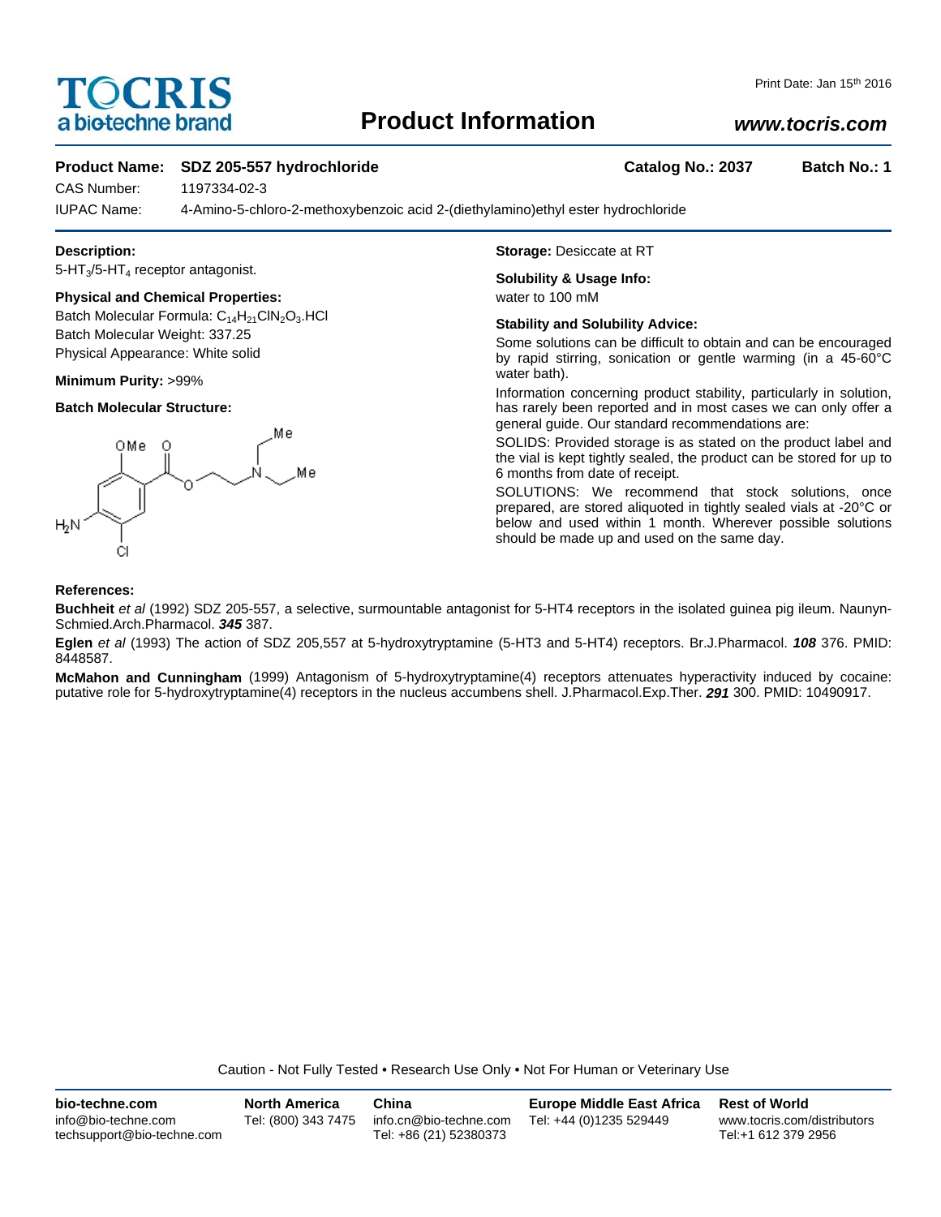Print Date: Jan 15th 2016

# TOCRIS a biotechne brand

## Product Information

**www.tocris.com**

**Product Name:** **SDZ 205-557 hydrochloride** **Catalog No.: 2037** **Batch No.: 1**

CAS Number: 1197334-02-3

IUPAC Name: 4-Amino-5-chloro-2-methoxybenzoic acid 2-(diethylamino)ethyl ester hydrochloride

**Description:**
$5\text{-HT}_3/5\text{-HT}_4$ receptor antagonist.

**Physical and Chemical Properties:**
Batch Molecular Formula: $C_{14}H_{21}ClN_2O_3.HCl$
Batch Molecular Weight: 337.25
Physical Appearance: White solid

**Minimum Purity:** >99%

**Batch Molecular Structure:**

OMe O Me N Me $H_2N$ Cl O

**Storage:** Desiccate at RT

**Solubility & Usage Info:**
water to 100 mM

**Stability and Solubility Advice:**
Some solutions can be difficult to obtain and can be encouraged by rapid stirring, sonication or gentle warming (in a 45-60°C water bath).

Information concerning product stability, particularly in solution, has rarely been reported and in most cases we can only offer a general guide. Our standard recommendations are:

SOLIDS: Provided storage is as stated on the product label and the vial is kept tightly sealed, the product can be stored for up to 6 months from date of receipt.

SOLUTIONS: We recommend that stock solutions, once prepared, are stored aliquoted in tightly sealed vials at -20°C or below and used within 1 month. Wherever possible solutions should be made up and used on the same day.

**References:**

**Buchheit** *et al* (1992) SDZ 205-557, a selective, surmountable antagonist for 5-HT4 receptors in the isolated guinea pig ileum. Naunyn-Schmied.Arch.Pharmacol. ***345*** 387.

**Eglen** *et al* (1993) The action of SDZ 205,557 at 5-hydroxytryptamine (5-HT3 and 5-HT4) receptors. Br.J.Pharmacol. ***108*** 376. PMID: 8448587.

**McMahon and Cunningham** (1999) Antagonism of 5-hydroxytryptamine(4) receptors attenuates hyperactivity induced by cocaine: putative role for 5-hydroxytryptamine(4) receptors in the nucleus accumbens shell. J.Pharmacol.Exp.Ther. ***291*** 300. PMID: 10490917.

Caution - Not Fully Tested • Research Use Only • Not For Human or Veterinary Use

| **bio-techne.com** | **North America** | **China** | **Europe Middle East Africa** | **Rest of World** |
| --- | --- | --- | --- | --- |
| info@bio-techne.com<br>techsupport@bio-techne.com | Tel: (800) 343 7475 | info.cn@bio-techne.com<br>Tel: +86 (21) 52380373 | Tel: +44 (0)1235 529449 | www.tocris.com/distributors<br>Tel:+1 612 379 2956 |